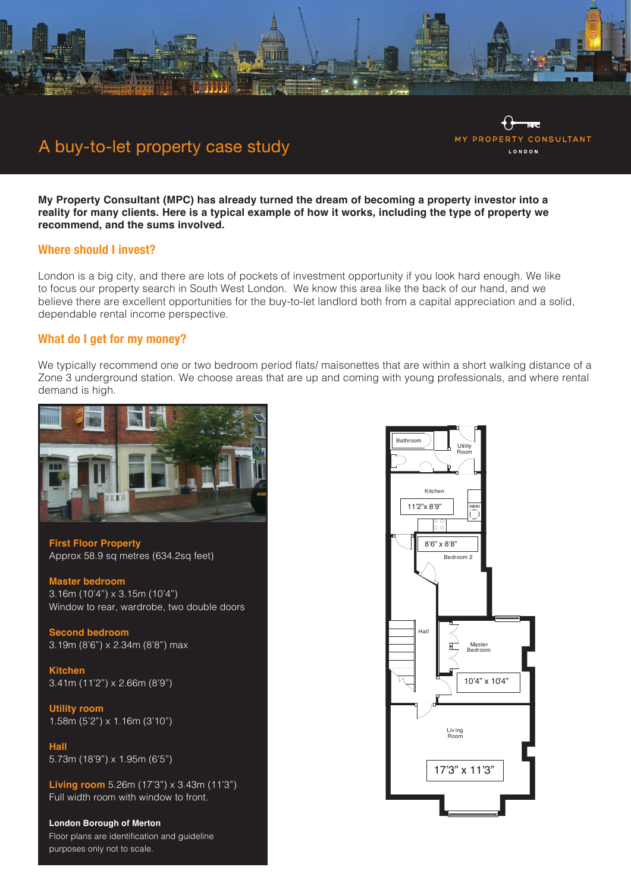# A buy-to-let property case study

MY PROPERTY CONSULTANT
LONDON

**My Property Consultant (MPC) has already turned the dream of becoming a property investor into a reality for many clients. Here is a typical example of how it works, including the type of property we recommend, and the sums involved.**

## Where should I invest?

London is a big city, and there are lots of pockets of investment opportunity if you look hard enough. We like to focus our property search in South West London. We know this area like the back of our hand, and we believe there are excellent opportunities for the buy-to-let landlord both from a capital appreciation and a solid, dependable rental income perspective.

## What do I get for my money?

We typically recommend one or two bedroom period flats/ maisonettes that are within a short walking distance of a Zone 3 underground station. We choose areas that are up and coming with young professionals, and where rental demand is high.

**First Floor Property**
Approx 58.9 sq metres (634.2sq feet)

**Master bedroom**
3.16m (10'4") x 3.15m (10'4")
Window to rear, wardrobe, two double doors

**Second bedroom**
3.19m (8'6") x 2.34m (8'8") max

**Kitchen**
3.41m (11'2") x 2.66m (8'9")

**Utility room**
1.58m (5'2") x 1.16m (3'10")

**Hall**
5.73m (18'9") x 1.95m (6'5")

**Living room** 5.26m (17'3") x 3.43m (11'3")
Full width room with window to front.

**London Borough of Merton**
Floor plans are identification and guideline purposes only not to scale.

Bathroom
Utility Room
Kitchen
11'2"x 8'9"
8'6" x 8'8"
Bedroom 2
Hall
Master Bedroom
10'4" x 10'4"
Living Room
17'3" x 11'3"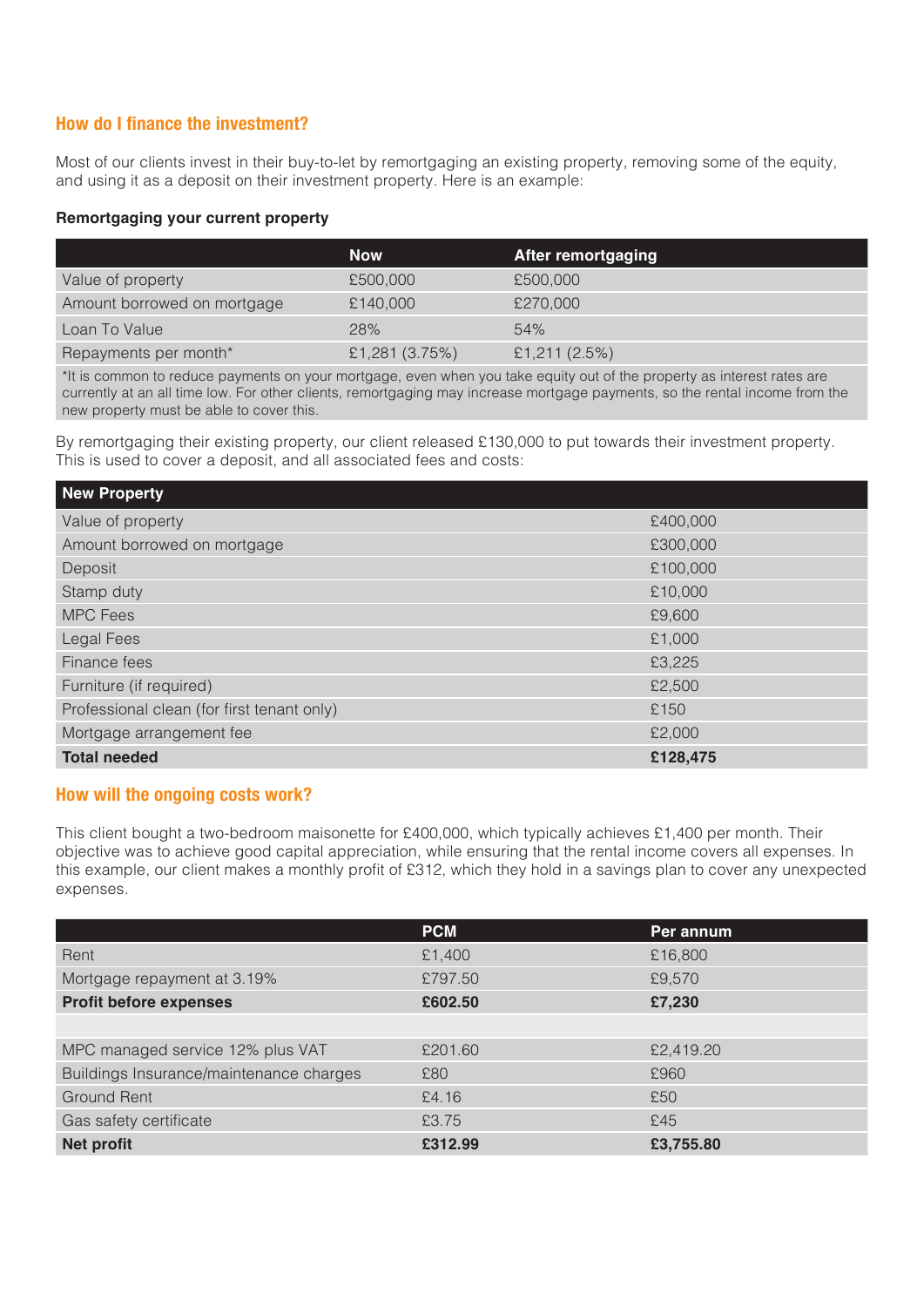## How do I finance the investment?

Most of our clients invest in their buy-to-let by remortgaging an existing property, removing some of the equity, and using it as a deposit on their investment property. Here is an example:

**Remortgaging your current property**

| | Now | After remortgaging |
|---|---|---|
| Value of property | £500,000 | £500,000 |
| Amount borrowed on mortgage | £140,000 | £270,000 |
| Loan To Value | 28% | 54% |
| Repayments per month* | £1,281 (3.75%) | £1,211 (2.5%) |

*It is common to reduce payments on your mortgage, even when you take equity out of the property as interest rates are currently at an all time low. For other clients, remortgaging may increase mortgage payments, so the rental income from the new property must be able to cover this.

By remortgaging their existing property, our client released £130,000 to put towards their investment property. This is used to cover a deposit, and all associated fees and costs:

| New Property | |
|---|---|
| Value of property | £400,000 |
| Amount borrowed on mortgage | £300,000 |
| Deposit | £100,000 |
| Stamp duty | £10,000 |
| MPC Fees | £9,600 |
| Legal Fees | £1,000 |
| Finance fees | £3,225 |
| Furniture (if required) | £2,500 |
| Professional clean (for first tenant only) | £150 |
| Mortgage arrangement fee | £2,000 |
| **Total needed** | **£128,475** |

## How will the ongoing costs work?

This client bought a two-bedroom maisonette for £400,000, which typically achieves £1,400 per month. Their objective was to achieve good capital appreciation, while ensuring that the rental income covers all expenses. In this example, our client makes a monthly profit of £312, which they hold in a savings plan to cover any unexpected expenses.

| | PCM | Per annum |
|---|---|---|
| Rent | £1,400 | £16,800 |
| Mortgage repayment at 3.19% | £797.50 | £9,570 |
| **Profit before expenses** | **£602.50** | **£7,230** |
| | | |
| MPC managed service 12% plus VAT | £201.60 | £2,419.20 |
| Buildings Insurance/maintenance charges | £80 | £960 |
| Ground Rent | £4.16 | £50 |
| Gas safety certificate | £3.75 | £45 |
| **Net profit** | **£312.99** | **£3,755.80** |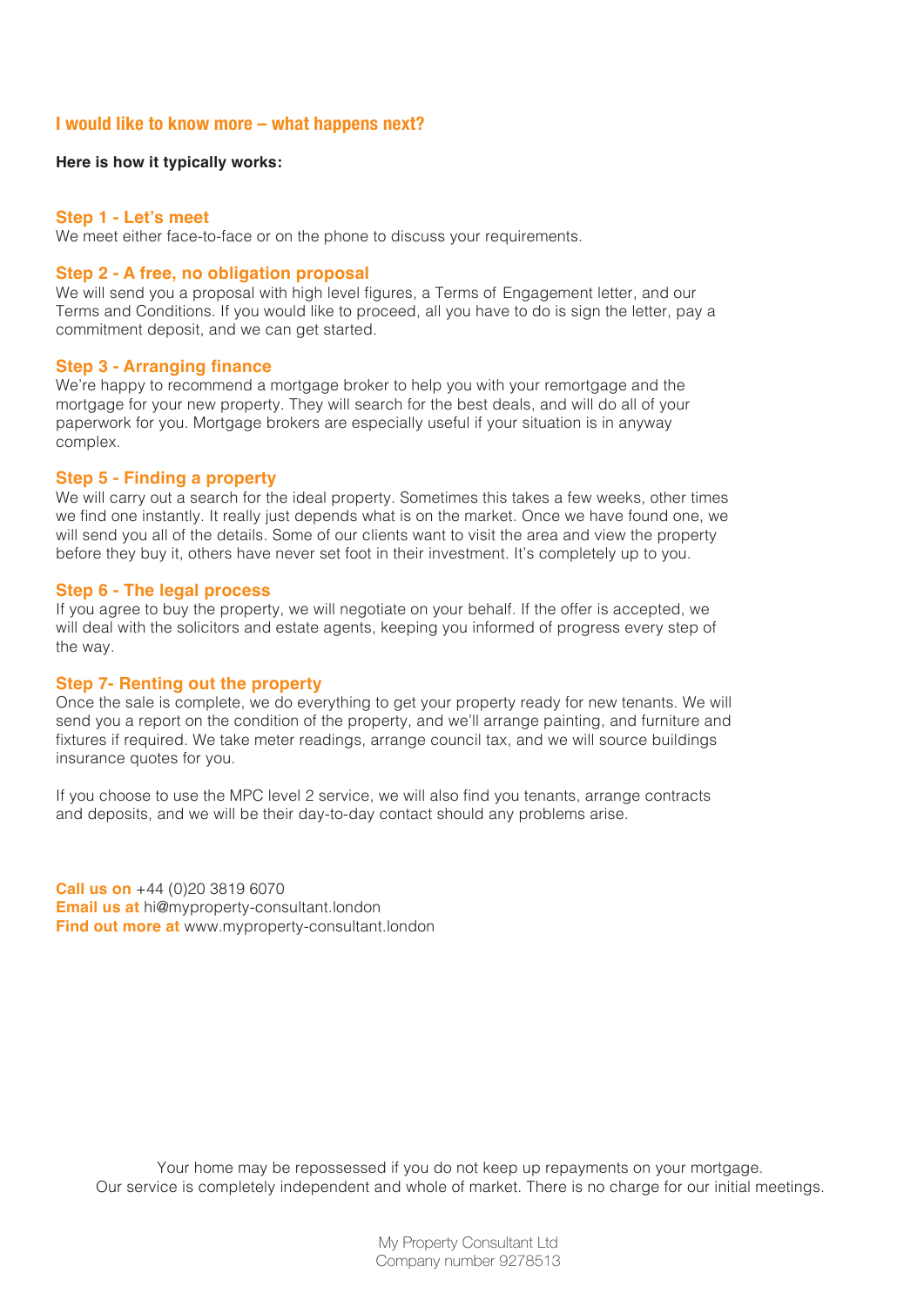## I would like to know more – what happens next?

**Here is how it typically works:**

### Step 1 - Let's meet

We meet either face-to-face or on the phone to discuss your requirements.

### Step 2 - A free, no obligation proposal

We will send you a proposal with high level figures, a Terms of Engagement letter, and our Terms and Conditions. If you would like to proceed, all you have to do is sign the letter, pay a commitment deposit, and we can get started.

### Step 3 - Arranging finance

We're happy to recommend a mortgage broker to help you with your remortgage and the mortgage for your new property. They will search for the best deals, and will do all of your paperwork for you. Mortgage brokers are especially useful if your situation is in anyway complex.

### Step 5 - Finding a property

We will carry out a search for the ideal property. Sometimes this takes a few weeks, other times we find one instantly. It really just depends what is on the market. Once we have found one, we will send you all of the details. Some of our clients want to visit the area and view the property before they buy it, others have never set foot in their investment. It's completely up to you.

### Step 6 - The legal process

If you agree to buy the property, we will negotiate on your behalf. If the offer is accepted, we will deal with the solicitors and estate agents, keeping you informed of progress every step of the way.

### Step 7- Renting out the property

Once the sale is complete, we do everything to get your property ready for new tenants. We will send you a report on the condition of the property, and we'll arrange painting, and furniture and fixtures if required. We take meter readings, arrange council tax, and we will source buildings insurance quotes for you.

If you choose to use the MPC level 2 service, we will also find you tenants, arrange contracts and deposits, and we will be their day-to-day contact should any problems arise.

**Call us on** +44 (0)20 3819 6070
**Email us at** hi@myproperty-consultant.london
**Find out more at** www.myproperty-consultant.london

Your home may be repossessed if you do not keep up repayments on your mortgage.
Our service is completely independent and whole of market. There is no charge for our initial meetings.

My Property Consultant Ltd
Company number 9278513